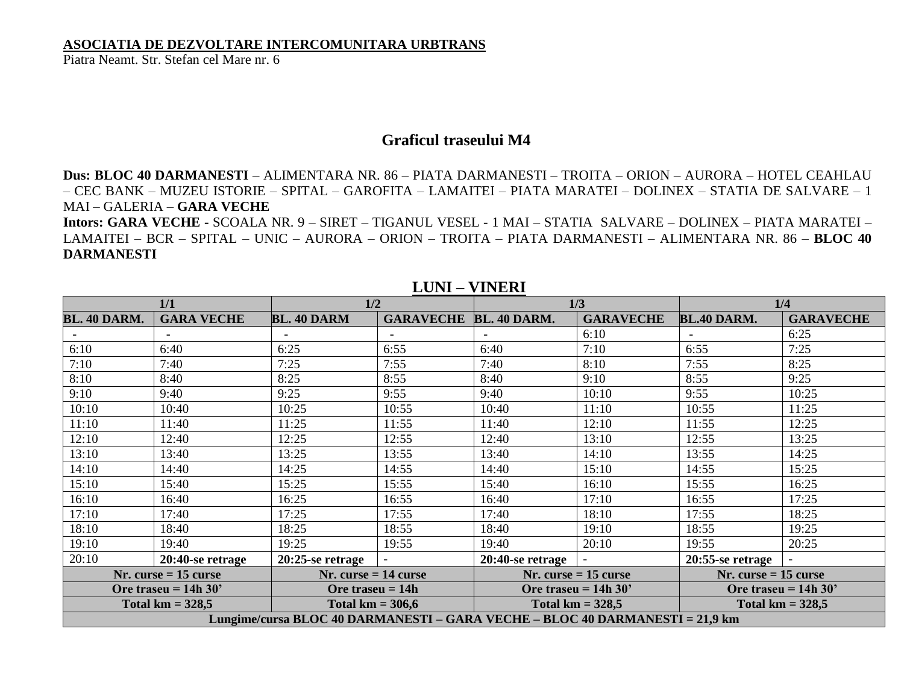**ASOCIATIA DE DEZVOLTARE INTERCOMUNITARA URBTRANS**
Piatra Neamt. Str. Stefan cel Mare nr. 6

## Graficul traseului M4

**Dus: BLOC 40 DARMANESTI** – ALIMENTARA NR. 86 – PIATA DARMANESTI – TROITA – ORION – AURORA – HOTEL CEAHLAU – CEC BANK – MUZEU ISTORIE – SPITAL – GAROFITA – LAMAITEI – PIATA MARATEI – DOLINEX – STATIA DE SALVARE – 1 MAI – GALERIA – **GARA VECHE**
**Intors: GARA VECHE -** SCOALA NR. 9 – SIRET – TIGANUL VESEL - 1 MAI – STATIA SALVARE – DOLINEX – PIATA MARATEI – LAMAITEI – BCR – SPITAL – UNIC – AURORA – ORION – TROITA – PIATA DARMANESTI – ALIMENTARA NR. 86 – **BLOC 40 DARMANESTI**

### LUNI – VINERI

| 1/1 | | 1/2 | | 1/3 | | 1/4 | |
|---|---|---|---|---|---|---|---|
| **BL. 40 DARM.** | **GARA VECHE** | **BL. 40 DARM** | **GARAVECHE** | **BL. 40 DARM.** | **GARAVECHE** | **BL.40 DARM.** | **GARAVECHE** |
| - | - | - | - | - | 6:10 | - | 6:25 |
| 6:10 | 6:40 | 6:25 | 6:55 | 6:40 | 7:10 | 6:55 | 7:25 |
| 7:10 | 7:40 | 7:25 | 7:55 | 7:40 | 8:10 | 7:55 | 8:25 |
| 8:10 | 8:40 | 8:25 | 8:55 | 8:40 | 9:10 | 8:55 | 9:25 |
| 9:10 | 9:40 | 9:25 | 9:55 | 9:40 | 10:10 | 9:55 | 10:25 |
| 10:10 | 10:40 | 10:25 | 10:55 | 10:40 | 11:10 | 10:55 | 11:25 |
| 11:10 | 11:40 | 11:25 | 11:55 | 11:40 | 12:10 | 11:55 | 12:25 |
| 12:10 | 12:40 | 12:25 | 12:55 | 12:40 | 13:10 | 12:55 | 13:25 |
| 13:10 | 13:40 | 13:25 | 13:55 | 13:40 | 14:10 | 13:55 | 14:25 |
| 14:10 | 14:40 | 14:25 | 14:55 | 14:40 | 15:10 | 14:55 | 15:25 |
| 15:10 | 15:40 | 15:25 | 15:55 | 15:40 | 16:10 | 15:55 | 16:25 |
| 16:10 | 16:40 | 16:25 | 16:55 | 16:40 | 17:10 | 16:55 | 17:25 |
| 17:10 | 17:40 | 17:25 | 17:55 | 17:40 | 18:10 | 17:55 | 18:25 |
| 18:10 | 18:40 | 18:25 | 18:55 | 18:40 | 19:10 | 18:55 | 19:25 |
| 19:10 | 19:40 | 19:25 | 19:55 | 19:40 | 20:10 | 19:55 | 20:25 |
| 20:10 | **20:40-se retrage** | **20:25-se retrage** | - | **20:40-se retrage** | - | **20:55-se retrage** | - |
| **Nr. curse = 15 curse** | | **Nr. curse = 14 curse** | | **Nr. curse = 15 curse** | | **Nr. curse = 15 curse** | |
| **Ore traseu = 14h 30'** | | **Ore traseu = 14h** | | **Ore traseu = 14h 30'** | | **Ore traseu = 14h 30'** | |
| **Total km = 328,5** | | **Total km = 306,6** | | **Total km = 328,5** | | **Total km = 328,5** | |
| **Lungime/cursa BLOC 40 DARMANESTI – GARA VECHE – BLOC 40 DARMANESTI = 21,9 km** | | | | | | | |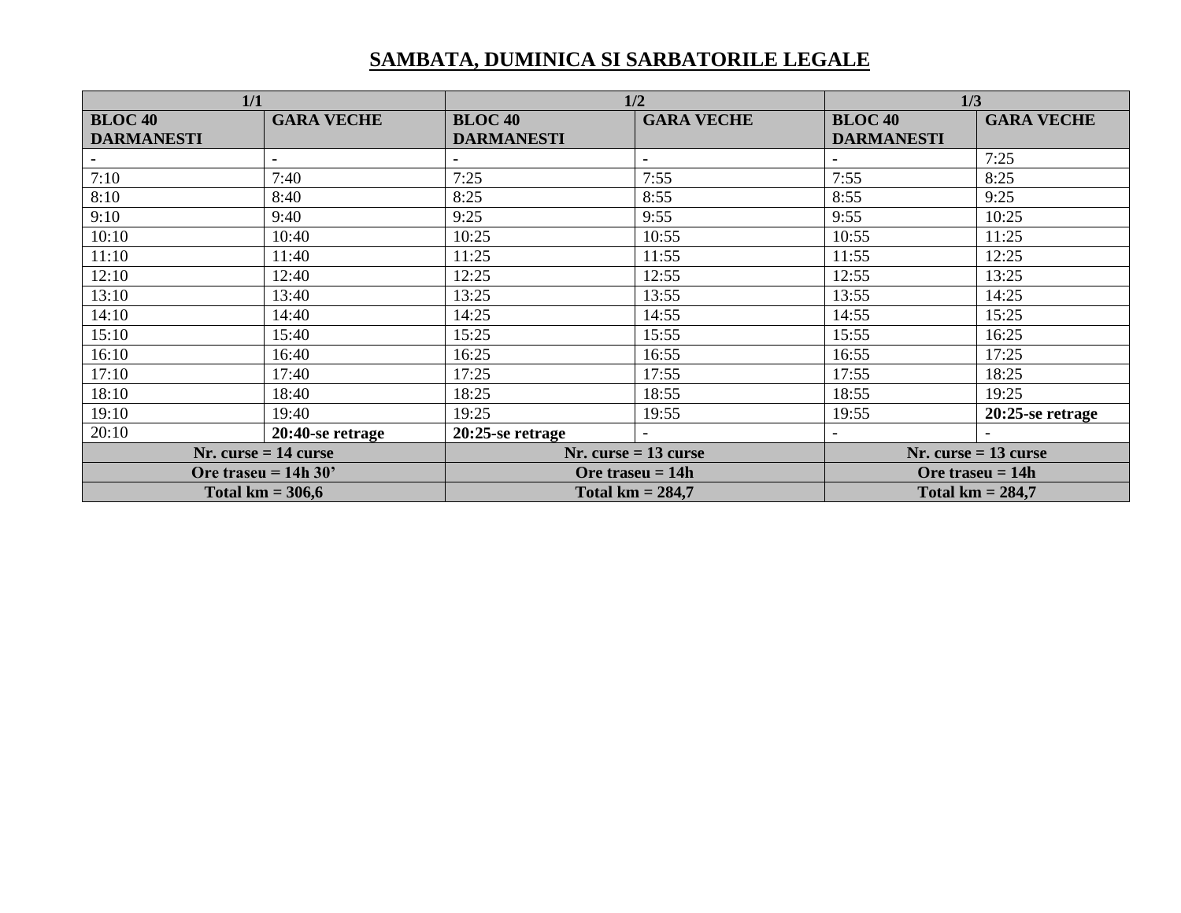## SAMBATA, DUMINICA SI SARBATORILE LEGALE

| 1/1 | | 1/2 | | 1/3 | |
|---|---|---|---|---|---|
| **BLOC 40 DARMANESTI** | **GARA VECHE** | **BLOC 40 DARMANESTI** | **GARA VECHE** | **BLOC 40 DARMANESTI** | **GARA VECHE** |
| - | - | - | - | - | 7:25 |
| 7:10 | 7:40 | 7:25 | 7:55 | 7:55 | 8:25 |
| 8:10 | 8:40 | 8:25 | 8:55 | 8:55 | 9:25 |
| 9:10 | 9:40 | 9:25 | 9:55 | 9:55 | 10:25 |
| 10:10 | 10:40 | 10:25 | 10:55 | 10:55 | 11:25 |
| 11:10 | 11:40 | 11:25 | 11:55 | 11:55 | 12:25 |
| 12:10 | 12:40 | 12:25 | 12:55 | 12:55 | 13:25 |
| 13:10 | 13:40 | 13:25 | 13:55 | 13:55 | 14:25 |
| 14:10 | 14:40 | 14:25 | 14:55 | 14:55 | 15:25 |
| 15:10 | 15:40 | 15:25 | 15:55 | 15:55 | 16:25 |
| 16:10 | 16:40 | 16:25 | 16:55 | 16:55 | 17:25 |
| 17:10 | 17:40 | 17:25 | 17:55 | 17:55 | 18:25 |
| 18:10 | 18:40 | 18:25 | 18:55 | 18:55 | 19:25 |
| 19:10 | 19:40 | 19:25 | 19:55 | 19:55 | **20:25-se retrage** |
| 20:10 | **20:40-se retrage** | **20:25-se retrage** | - | - | - |
| **Nr. curse = 14 curse** | | **Nr. curse = 13 curse** | | **Nr. curse = 13 curse** | |
| **Ore traseu = 14h 30'** | | **Ore traseu = 14h** | | **Ore traseu = 14h** | |
| **Total km = 306,6** | | **Total km = 284,7** | | **Total km = 284,7** | |